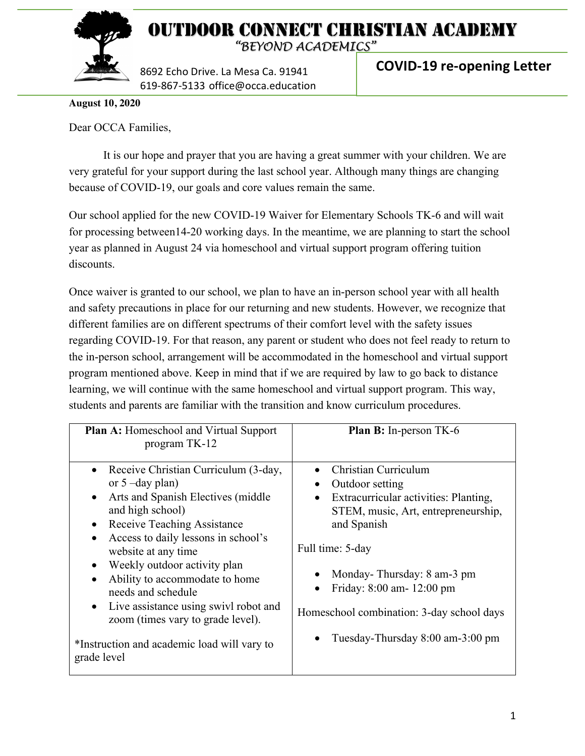# OUTDOOR CONNECT CHRISTIAN ACADEMY

*"BEYOND ACADEMICS"*

8692 Echo Drive. La Mesa Ca. 91941
619-867-5133 office@occa.education

## COVID-19 re-opening Letter

**August 10, 2020**

Dear OCCA Families,

It is our hope and prayer that you are having a great summer with your children. We are very grateful for your support during the last school year. Although many things are changing because of COVID-19, our goals and core values remain the same.

Our school applied for the new COVID-19 Waiver for Elementary Schools TK-6 and will wait for processing between14-20 working days. In the meantime, we are planning to start the school year as planned in August 24 via homeschool and virtual support program offering tuition discounts.

Once waiver is granted to our school, we plan to have an in-person school year with all health and safety precautions in place for our returning and new students. However, we recognize that different families are on different spectrums of their comfort level with the safety issues regarding COVID-19. For that reason, any parent or student who does not feel ready to return to the in-person school, arrangement will be accommodated in the homeschool and virtual support program mentioned above. Keep in mind that if we are required by law to go back to distance learning, we will continue with the same homeschool and virtual support program. This way, students and parents are familiar with the transition and know curriculum procedures.

| **Plan A:** Homeschool and Virtual Support program TK-12 | **Plan B:** In-person TK-6 |
|---|---|
| • Receive Christian Curriculum (3-day, or 5 –day plan)<br>• Arts and Spanish Electives (middle and high school)<br>• Receive Teaching Assistance<br>• Access to daily lessons in school's website at any time<br>• Weekly outdoor activity plan<br>• Ability to accommodate to home needs and schedule<br>• Live assistance using swivl robot and zoom (times vary to grade level).<br><br>*Instruction and academic load will vary to grade level | • Christian Curriculum<br>• Outdoor setting<br>• Extracurricular activities: Planting, STEM, music, Art, entrepreneurship, and Spanish<br><br>Full time: 5-day<br><br>• Monday- Thursday: 8 am-3 pm<br>• Friday: 8:00 am- 12:00 pm<br><br>Homeschool combination: 3-day school days<br><br>• Tuesday-Thursday 8:00 am-3:00 pm |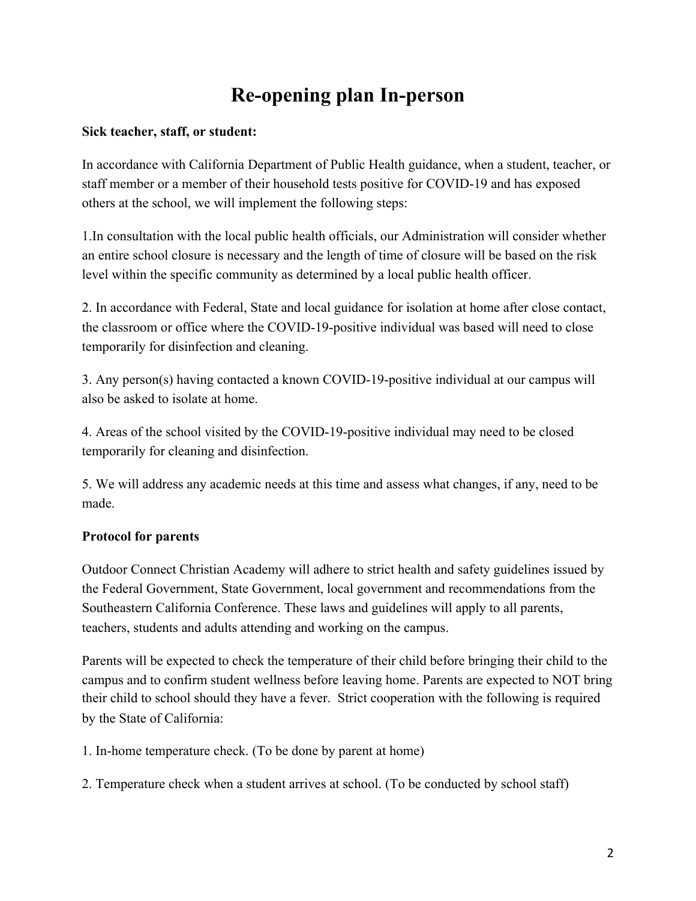# Re-opening plan In-person

**Sick teacher, staff, or student:**

In accordance with California Department of Public Health guidance, when a student, teacher, or staff member or a member of their household tests positive for COVID-19 and has exposed others at the school, we will implement the following steps:

1.In consultation with the local public health officials, our Administration will consider whether an entire school closure is necessary and the length of time of closure will be based on the risk level within the specific community as determined by a local public health officer.

2. In accordance with Federal, State and local guidance for isolation at home after close contact, the classroom or office where the COVID-19-positive individual was based will need to close temporarily for disinfection and cleaning.

3. Any person(s) having contacted a known COVID-19-positive individual at our campus will also be asked to isolate at home.

4. Areas of the school visited by the COVID-19-positive individual may need to be closed temporarily for cleaning and disinfection.

5. We will address any academic needs at this time and assess what changes, if any, need to be made.

**Protocol for parents**

Outdoor Connect Christian Academy will adhere to strict health and safety guidelines issued by the Federal Government, State Government, local government and recommendations from the Southeastern California Conference. These laws and guidelines will apply to all parents, teachers, students and adults attending and working on the campus.

Parents will be expected to check the temperature of their child before bringing their child to the campus and to confirm student wellness before leaving home. Parents are expected to NOT bring their child to school should they have a fever. Strict cooperation with the following is required by the State of California:

1. In-home temperature check. (To be done by parent at home)

2. Temperature check when a student arrives at school. (To be conducted by school staff)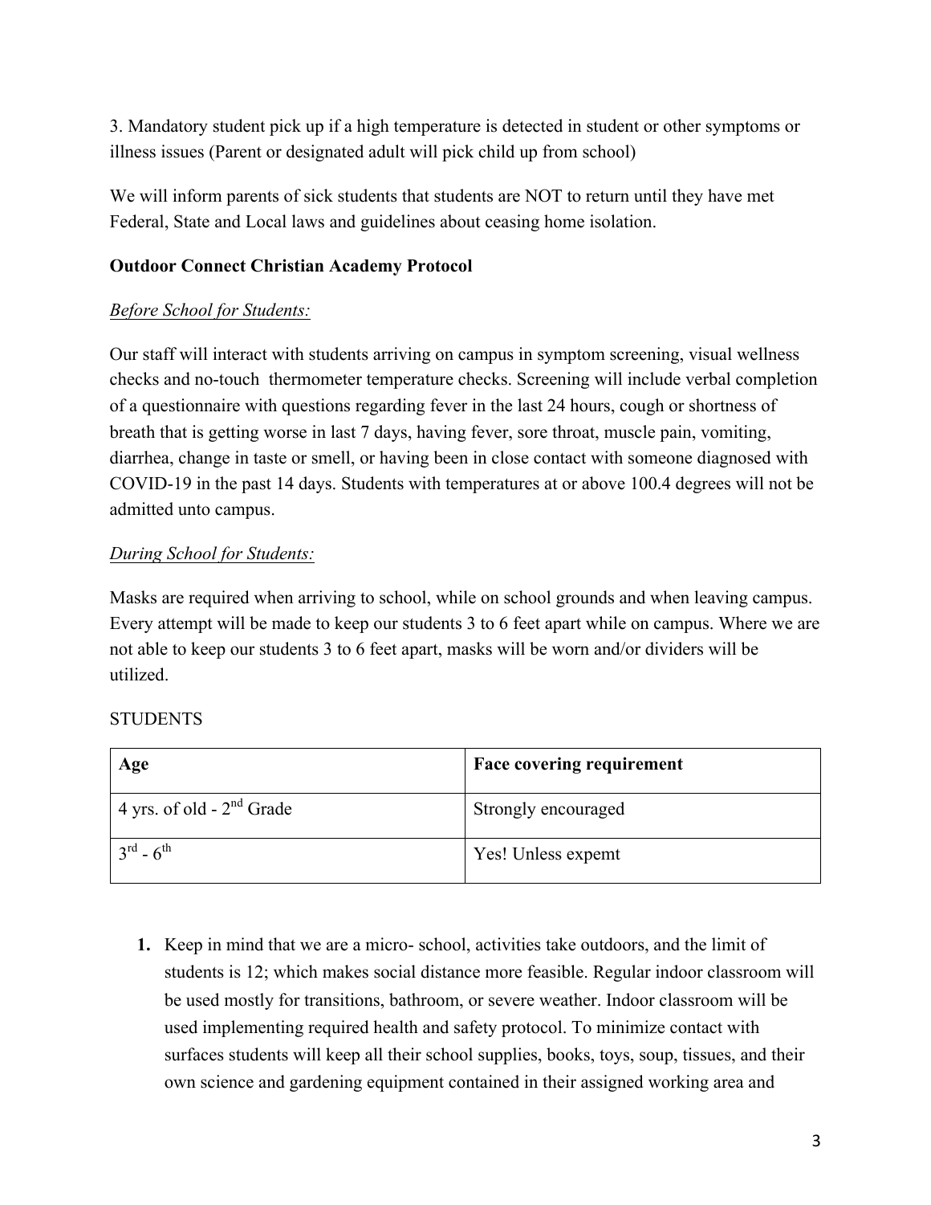3. Mandatory student pick up if a high temperature is detected in student or other symptoms or illness issues (Parent or designated adult will pick child up from school)

We will inform parents of sick students that students are NOT to return until they have met Federal, State and Local laws and guidelines about ceasing home isolation.

**Outdoor Connect Christian Academy Protocol**

*Before School for Students:*

Our staff will interact with students arriving on campus in symptom screening, visual wellness checks and no-touch thermometer temperature checks. Screening will include verbal completion of a questionnaire with questions regarding fever in the last 24 hours, cough or shortness of breath that is getting worse in last 7 days, having fever, sore throat, muscle pain, vomiting, diarrhea, change in taste or smell, or having been in close contact with someone diagnosed with COVID-19 in the past 14 days. Students with temperatures at or above 100.4 degrees will not be admitted unto campus.

*During School for Students:*

Masks are required when arriving to school, while on school grounds and when leaving campus. Every attempt will be made to keep our students 3 to 6 feet apart while on campus. Where we are not able to keep our students 3 to 6 feet apart, masks will be worn and/or dividers will be utilized.

STUDENTS

| **Age** | **Face covering requirement** |
|---|---|
| 4 yrs. of old - 2nd Grade | Strongly encouraged |
| 3rd - 6th | Yes! Unless expemt |

1. Keep in mind that we are a micro- school, activities take outdoors, and the limit of students is 12; which makes social distance more feasible. Regular indoor classroom will be used mostly for transitions, bathroom, or severe weather. Indoor classroom will be used implementing required health and safety protocol. To minimize contact with surfaces students will keep all their school supplies, books, toys, soup, tissues, and their own science and gardening equipment contained in their assigned working area and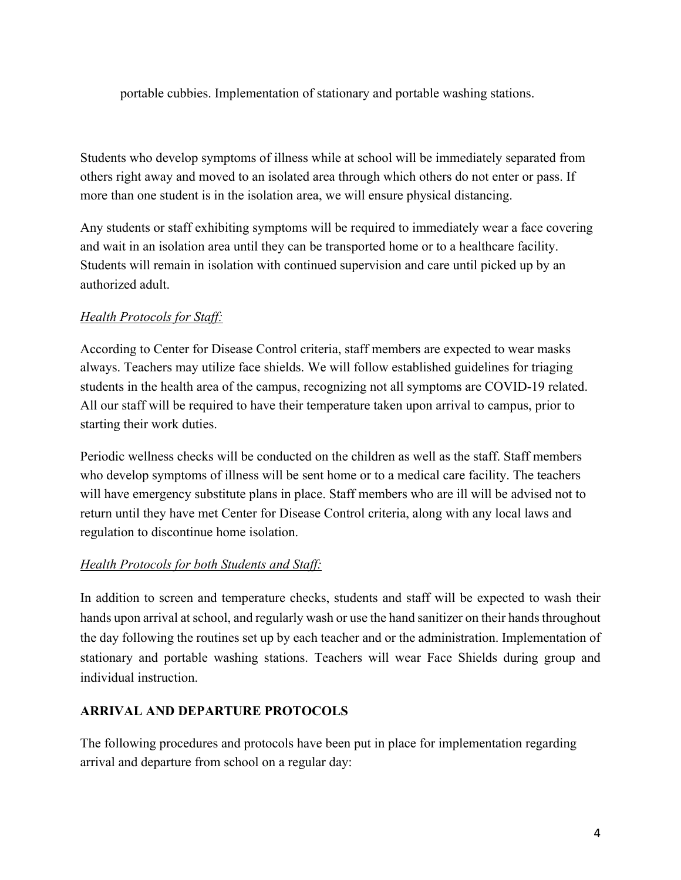portable cubbies. Implementation of stationary and portable washing stations.

Students who develop symptoms of illness while at school will be immediately separated from others right away and moved to an isolated area through which others do not enter or pass. If more than one student is in the isolation area, we will ensure physical distancing.

Any students or staff exhibiting symptoms will be required to immediately wear a face covering and wait in an isolation area until they can be transported home or to a healthcare facility. Students will remain in isolation with continued supervision and care until picked up by an authorized adult.

*Health Protocols for Staff:*

According to Center for Disease Control criteria, staff members are expected to wear masks always. Teachers may utilize face shields. We will follow established guidelines for triaging students in the health area of the campus, recognizing not all symptoms are COVID-19 related. All our staff will be required to have their temperature taken upon arrival to campus, prior to starting their work duties.

Periodic wellness checks will be conducted on the children as well as the staff. Staff members who develop symptoms of illness will be sent home or to a medical care facility. The teachers will have emergency substitute plans in place. Staff members who are ill will be advised not to return until they have met Center for Disease Control criteria, along with any local laws and regulation to discontinue home isolation.

*Health Protocols for both Students and Staff:*

In addition to screen and temperature checks, students and staff will be expected to wash their hands upon arrival at school, and regularly wash or use the hand sanitizer on their hands throughout the day following the routines set up by each teacher and or the administration. Implementation of stationary and portable washing stations. Teachers will wear Face Shields during group and individual instruction.

**ARRIVAL AND DEPARTURE PROTOCOLS**

The following procedures and protocols have been put in place for implementation regarding arrival and departure from school on a regular day: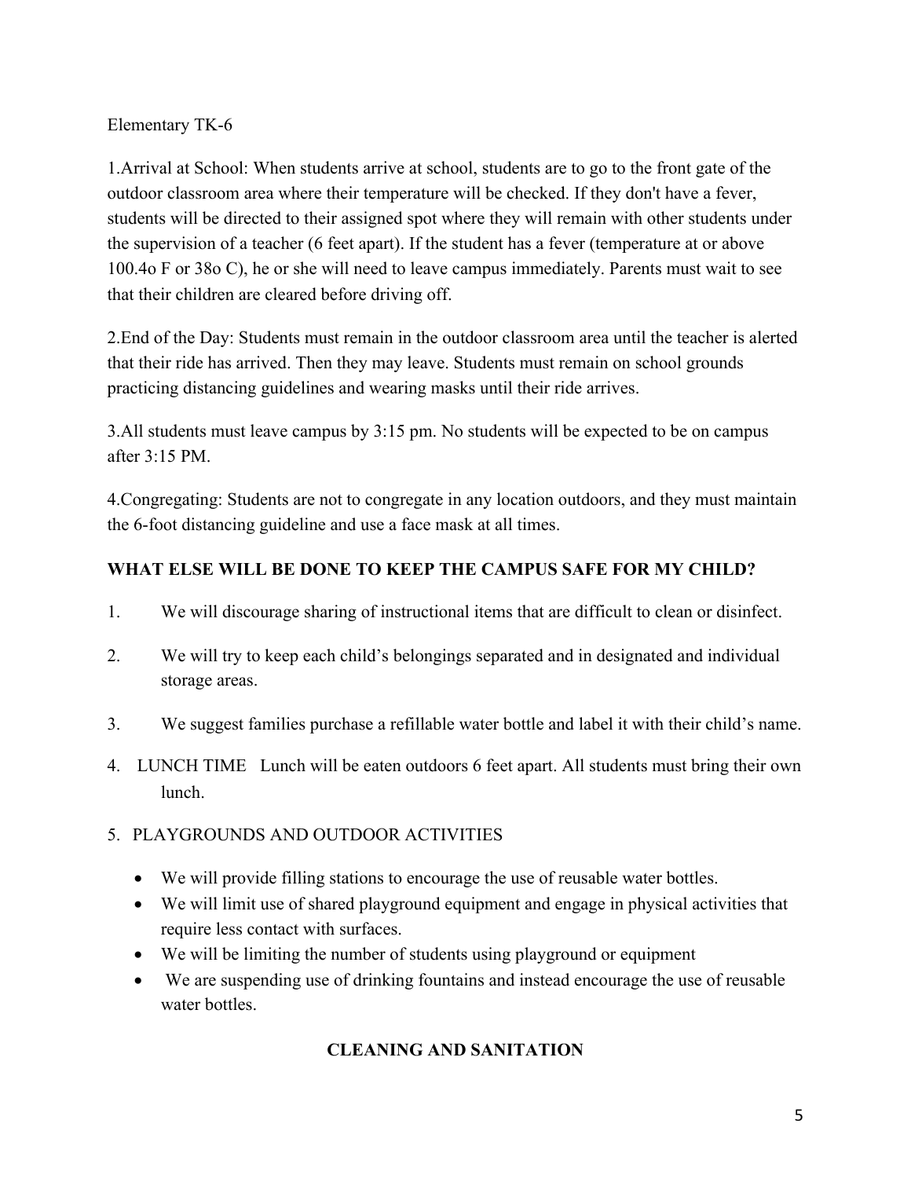Elementary TK-6

1.Arrival at School: When students arrive at school, students are to go to the front gate of the outdoor classroom area where their temperature will be checked. If they don't have a fever, students will be directed to their assigned spot where they will remain with other students under the supervision of a teacher (6 feet apart). If the student has a fever (temperature at or above 100.4o F or 38o C), he or she will need to leave campus immediately. Parents must wait to see that their children are cleared before driving off.

2.End of the Day: Students must remain in the outdoor classroom area until the teacher is alerted that their ride has arrived. Then they may leave. Students must remain on school grounds practicing distancing guidelines and wearing masks until their ride arrives.

3.All students must leave campus by 3:15 pm. No students will be expected to be on campus after 3:15 PM.

4.Congregating: Students are not to congregate in any location outdoors, and they must maintain the 6-foot distancing guideline and use a face mask at all times.

**WHAT ELSE WILL BE DONE TO KEEP THE CAMPUS SAFE FOR MY CHILD?**

1. We will discourage sharing of instructional items that are difficult to clean or disinfect.
2. We will try to keep each child's belongings separated and in designated and individual storage areas.
3. We suggest families purchase a refillable water bottle and label it with their child's name.
4. LUNCH TIME Lunch will be eaten outdoors 6 feet apart. All students must bring their own lunch.
5. PLAYGROUNDS AND OUTDOOR ACTIVITIES
   - We will provide filling stations to encourage the use of reusable water bottles.
   - We will limit use of shared playground equipment and engage in physical activities that require less contact with surfaces.
   - We will be limiting the number of students using playground or equipment
   - We are suspending use of drinking fountains and instead encourage the use of reusable water bottles.

**CLEANING AND SANITATION**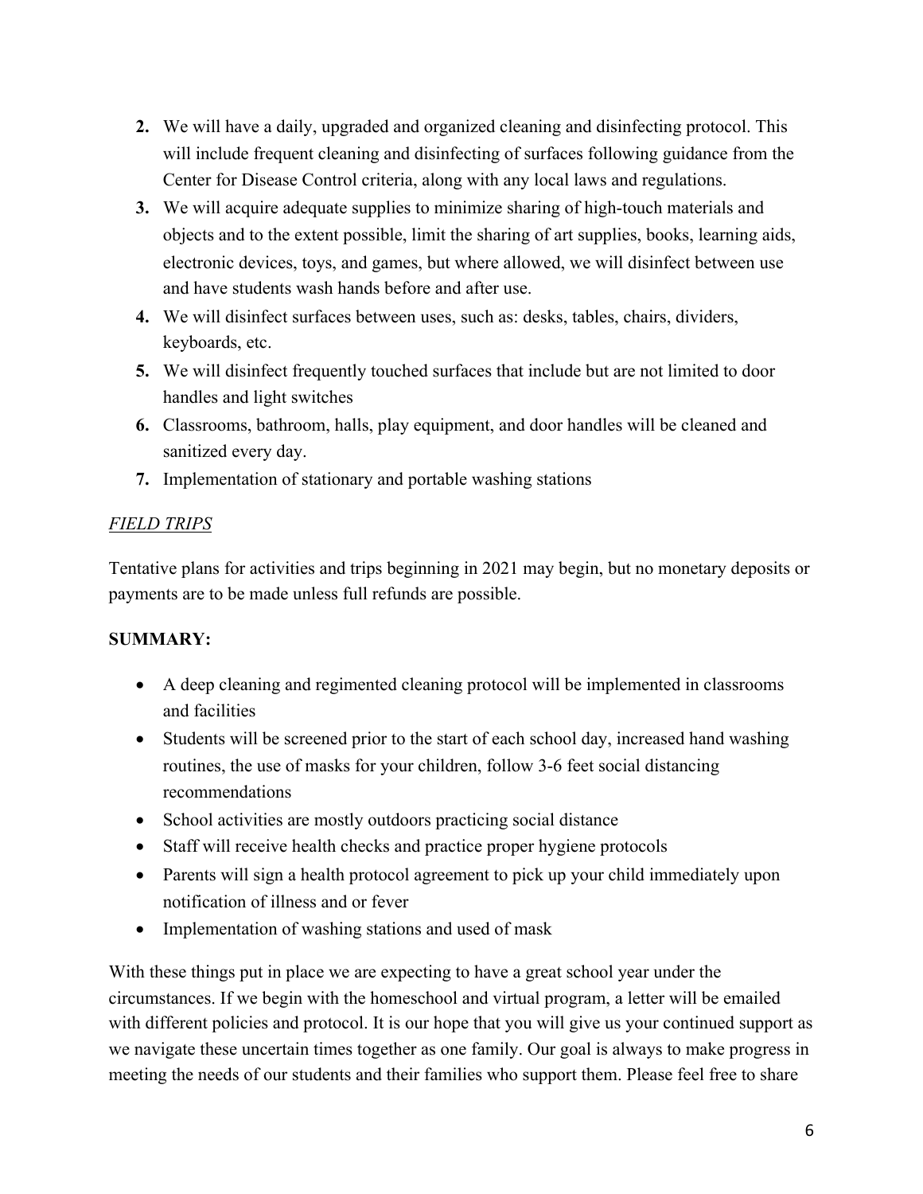2. We will have a daily, upgraded and organized cleaning and disinfecting protocol. This will include frequent cleaning and disinfecting of surfaces following guidance from the Center for Disease Control criteria, along with any local laws and regulations.
3. We will acquire adequate supplies to minimize sharing of high-touch materials and objects and to the extent possible, limit the sharing of art supplies, books, learning aids, electronic devices, toys, and games, but where allowed, we will disinfect between use and have students wash hands before and after use.
4. We will disinfect surfaces between uses, such as: desks, tables, chairs, dividers, keyboards, etc.
5. We will disinfect frequently touched surfaces that include but are not limited to door handles and light switches
6. Classrooms, bathroom, halls, play equipment, and door handles will be cleaned and sanitized every day.
7. Implementation of stationary and portable washing stations

*FIELD TRIPS*

Tentative plans for activities and trips beginning in 2021 may begin, but no monetary deposits or payments are to be made unless full refunds are possible.

**SUMMARY:**

- A deep cleaning and regimented cleaning protocol will be implemented in classrooms and facilities
- Students will be screened prior to the start of each school day, increased hand washing routines, the use of masks for your children, follow 3-6 feet social distancing recommendations
- School activities are mostly outdoors practicing social distance
- Staff will receive health checks and practice proper hygiene protocols
- Parents will sign a health protocol agreement to pick up your child immediately upon notification of illness and or fever
- Implementation of washing stations and used of mask

With these things put in place we are expecting to have a great school year under the circumstances. If we begin with the homeschool and virtual program, a letter will be emailed with different policies and protocol. It is our hope that you will give us your continued support as we navigate these uncertain times together as one family. Our goal is always to make progress in meeting the needs of our students and their families who support them. Please feel free to share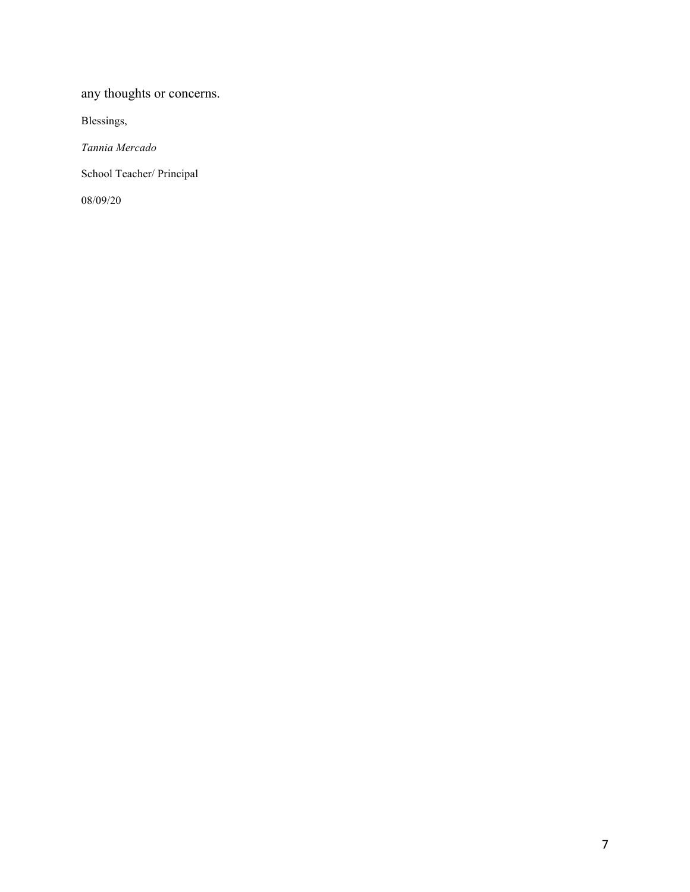any thoughts or concerns.

Blessings,

*Tannia Mercado*

School Teacher/ Principal

08/09/20